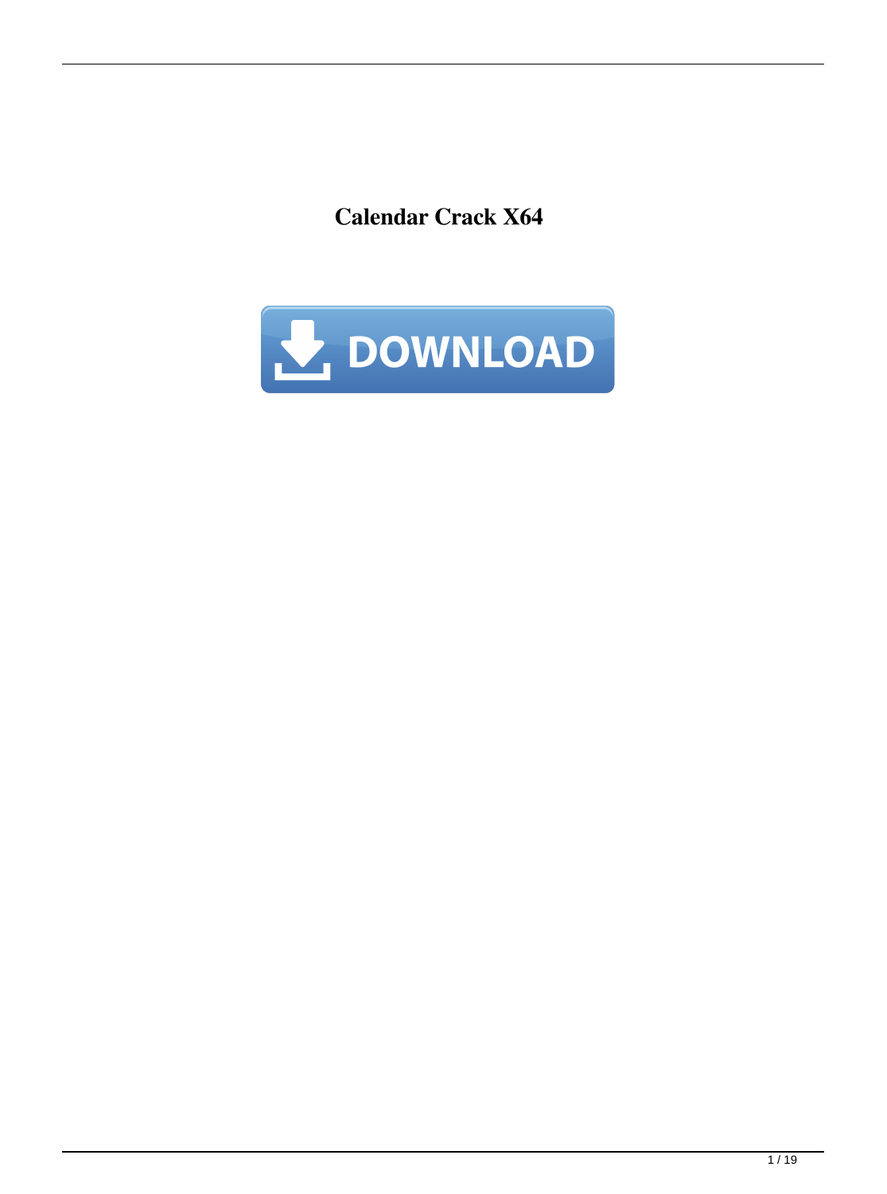**Calendar Crack X64**

DOWNLOAD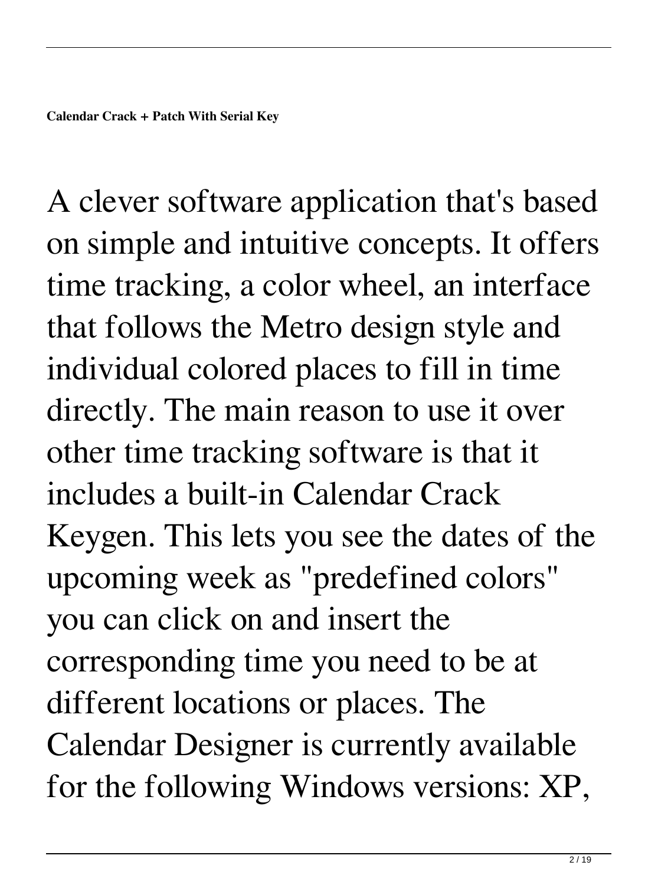**Calendar Crack + Patch With Serial Key**

A clever software application that's based on simple and intuitive concepts. It offers time tracking, a color wheel, an interface that follows the Metro design style and individual colored places to fill in time directly. The main reason to use it over other time tracking software is that it includes a built-in Calendar Crack Keygen. This lets you see the dates of the upcoming week as "predefined colors" you can click on and insert the corresponding time you need to be at different locations or places. The Calendar Designer is currently available for the following Windows versions: XP,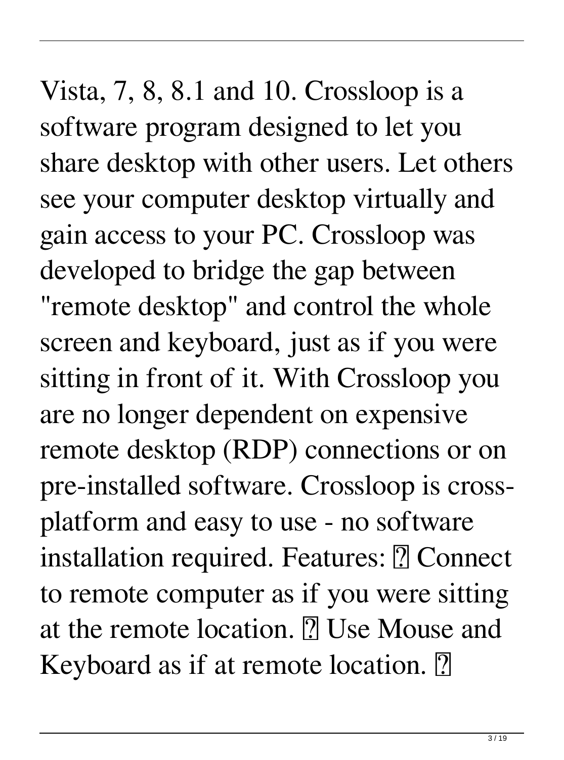Vista, 7, 8, 8.1 and 10. Crossloop is a software program designed to let you share desktop with other users. Let others see your computer desktop virtually and gain access to your PC. Crossloop was developed to bridge the gap between "remote desktop" and control the whole screen and keyboard, just as if you were sitting in front of it. With Crossloop you are no longer dependent on expensive remote desktop (RDP) connections or on pre-installed software. Crossloop is cross-platform and easy to use - no software installation required. Features: ￭ Connect to remote computer as if you were sitting at the remote location. ￭ Use Mouse and Keyboard as if at remote location. ￭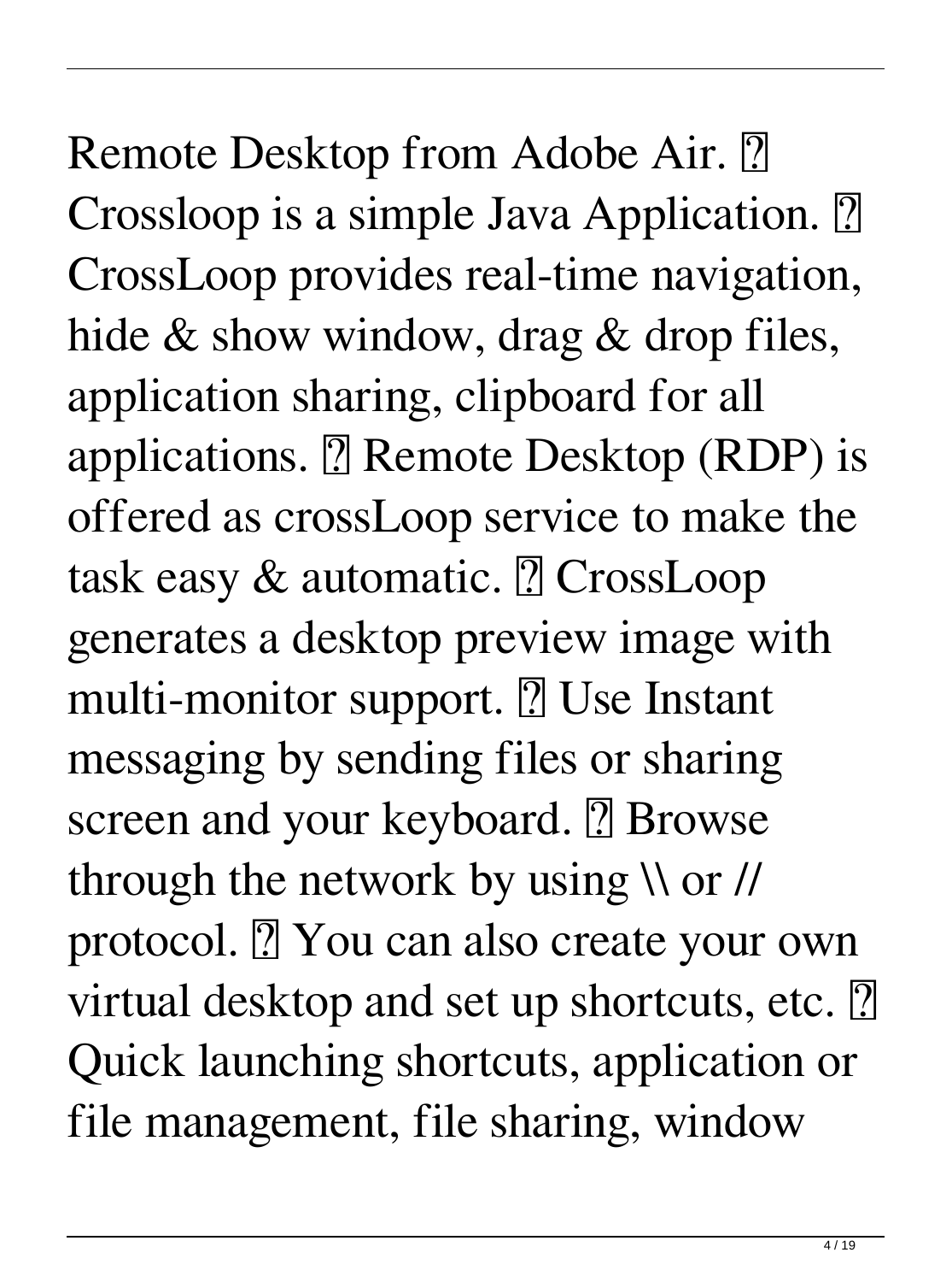Remote Desktop from Adobe Air. ⍰ Crossloop is a simple Java Application. ⍰ CrossLoop provides real-time navigation, hide & show window, drag & drop files, application sharing, clipboard for all applications. ⍰ Remote Desktop (RDP) is offered as crossLoop service to make the task easy & automatic. ⍰ CrossLoop generates a desktop preview image with multi-monitor support. ⍰ Use Instant messaging by sending files or sharing screen and your keyboard. ⍰ Browse through the network by using \\ or // protocol. ⍰ You can also create your own virtual desktop and set up shortcuts, etc. ⍰ Quick launching shortcuts, application or file management, file sharing, window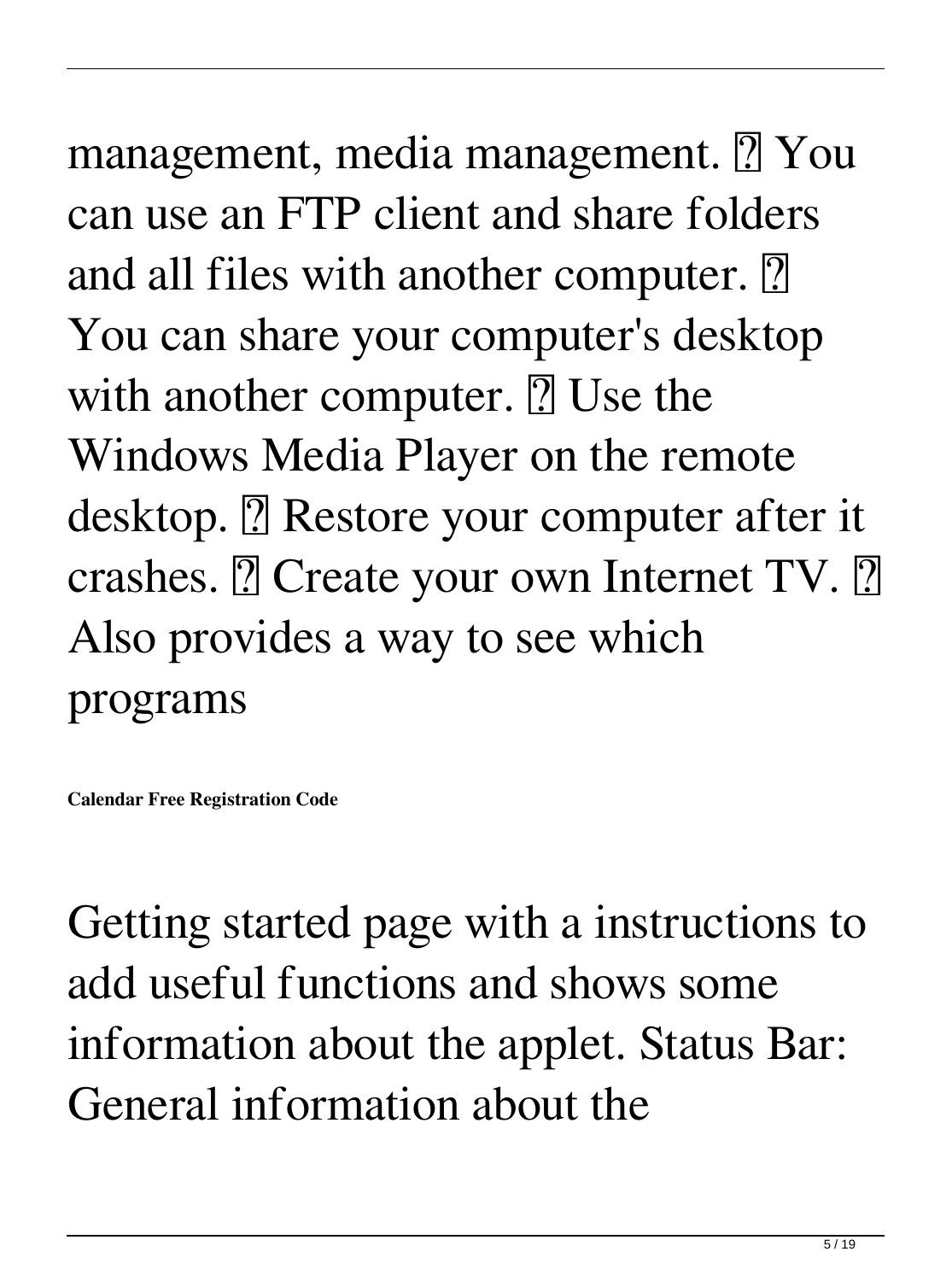management, media management. ✓ You can use an FTP client and share folders and all files with another computer. ✓ You can share your computer's desktop with another computer. ✓ Use the Windows Media Player on the remote desktop. ✓ Restore your computer after it crashes. ✓ Create your own Internet TV. ✓ Also provides a way to see which programs

**Calendar Free Registration Code**

Getting started page with a instructions to add useful functions and shows some information about the applet. Status Bar: General information about the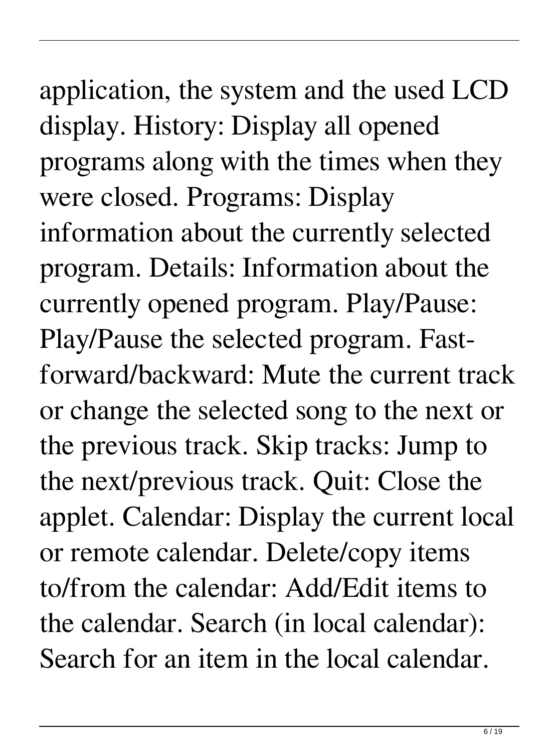application, the system and the used LCD display. History: Display all opened programs along with the times when they were closed. Programs: Display information about the currently selected program. Details: Information about the currently opened program. Play/Pause: Play/Pause the selected program. Fast-forward/backward: Mute the current track or change the selected song to the next or the previous track. Skip tracks: Jump to the next/previous track. Quit: Close the applet. Calendar: Display the current local or remote calendar. Delete/copy items to/from the calendar: Add/Edit items to the calendar. Search (in local calendar): Search for an item in the local calendar.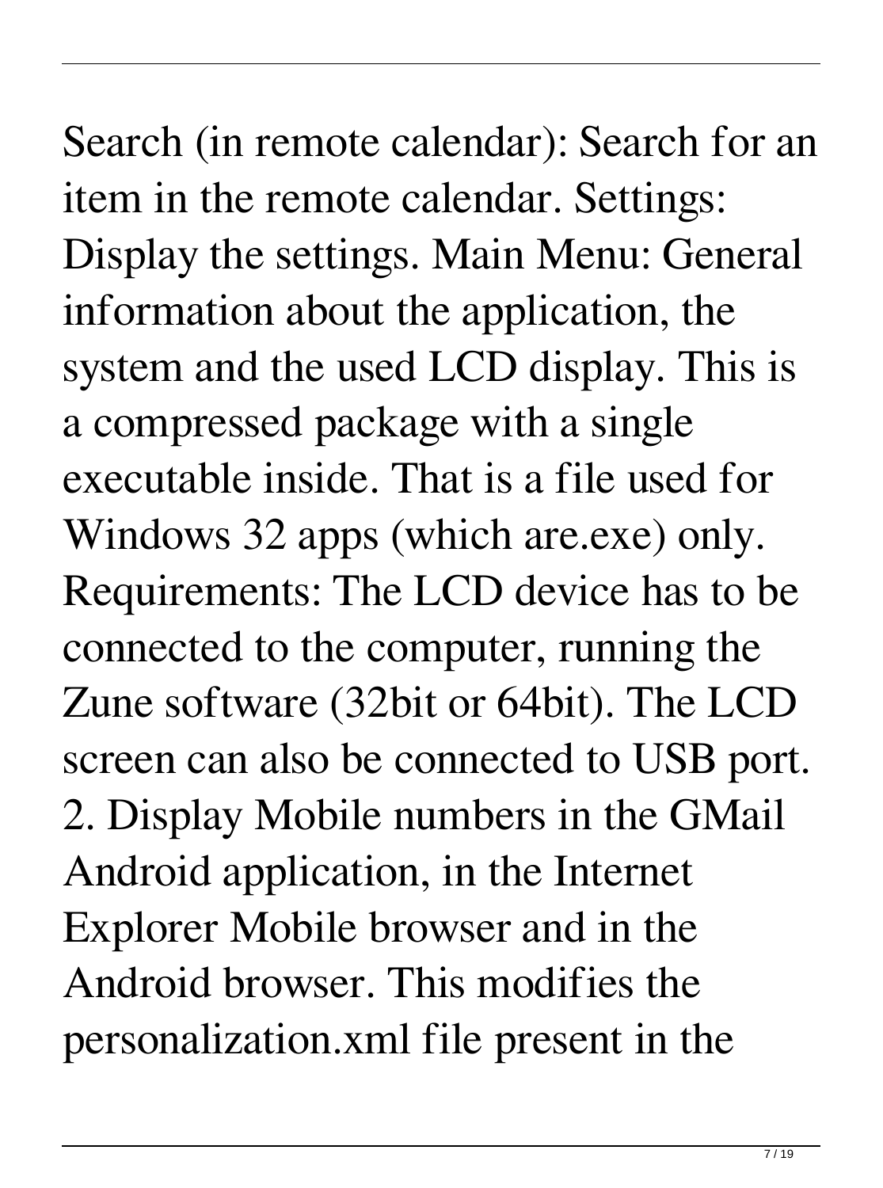Search (in remote calendar): Search for an item in the remote calendar. Settings: Display the settings. Main Menu: General information about the application, the system and the used LCD display. This is a compressed package with a single executable inside. That is a file used for Windows 32 apps (which are.exe) only. Requirements: The LCD device has to be connected to the computer, running the Zune software (32bit or 64bit). The LCD screen can also be connected to USB port. 2. Display Mobile numbers in the GMail Android application, in the Internet Explorer Mobile browser and in the Android browser. This modifies the personalization.xml file present in the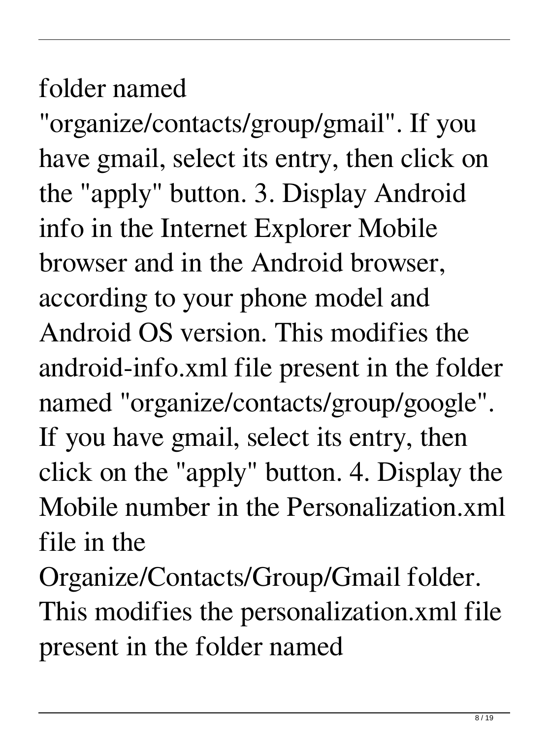folder named "organize/contacts/group/gmail". If you have gmail, select its entry, then click on the "apply" button. 3. Display Android info in the Internet Explorer Mobile browser and in the Android browser, according to your phone model and Android OS version. This modifies the android-info.xml file present in the folder named "organize/contacts/group/google". If you have gmail, select its entry, then click on the "apply" button. 4. Display the Mobile number in the Personalization.xml file in the Organize/Contacts/Group/Gmail folder. This modifies the personalization.xml file present in the folder named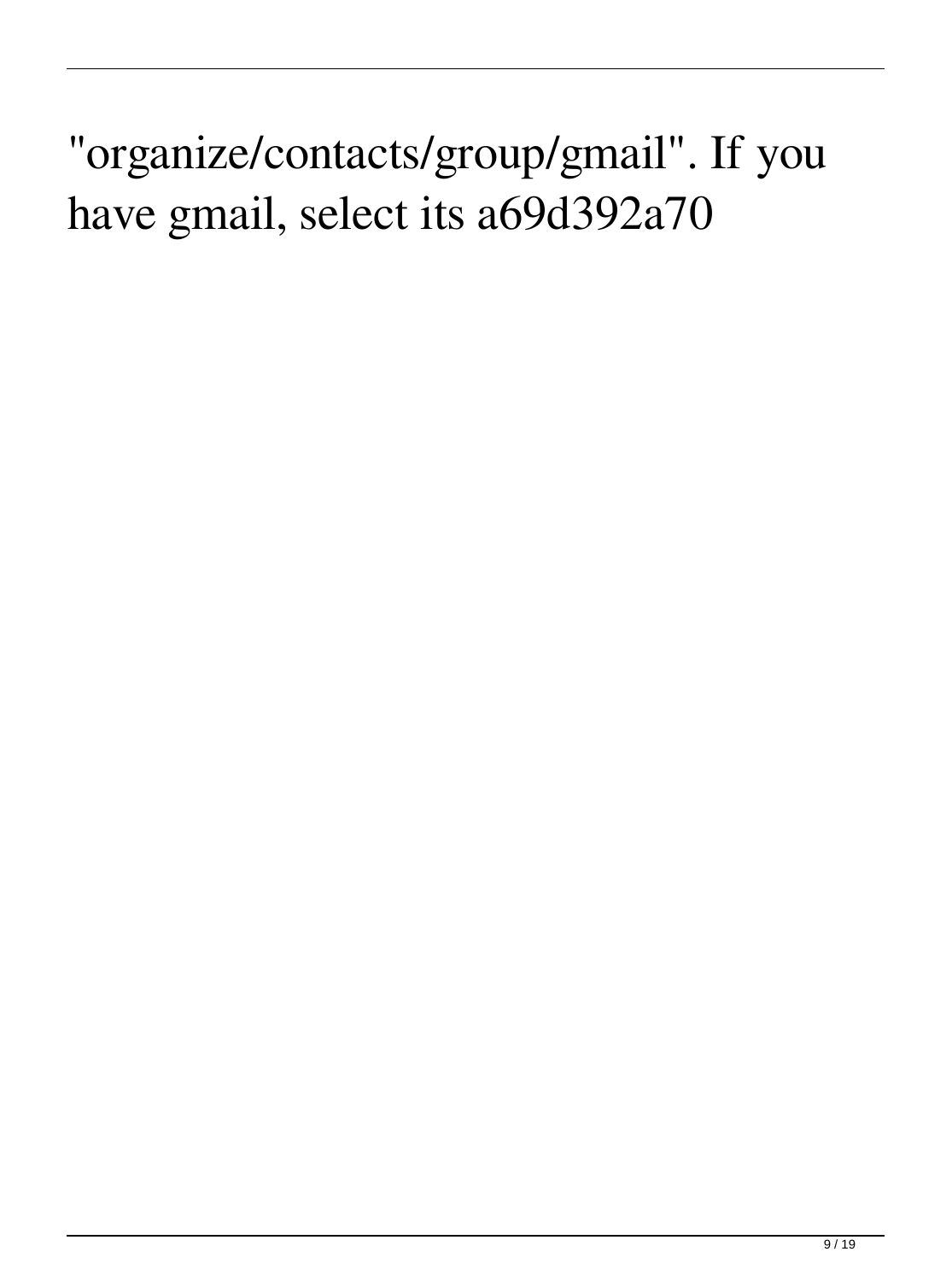"organize/contacts/group/gmail". If you have gmail, select its a69d392a70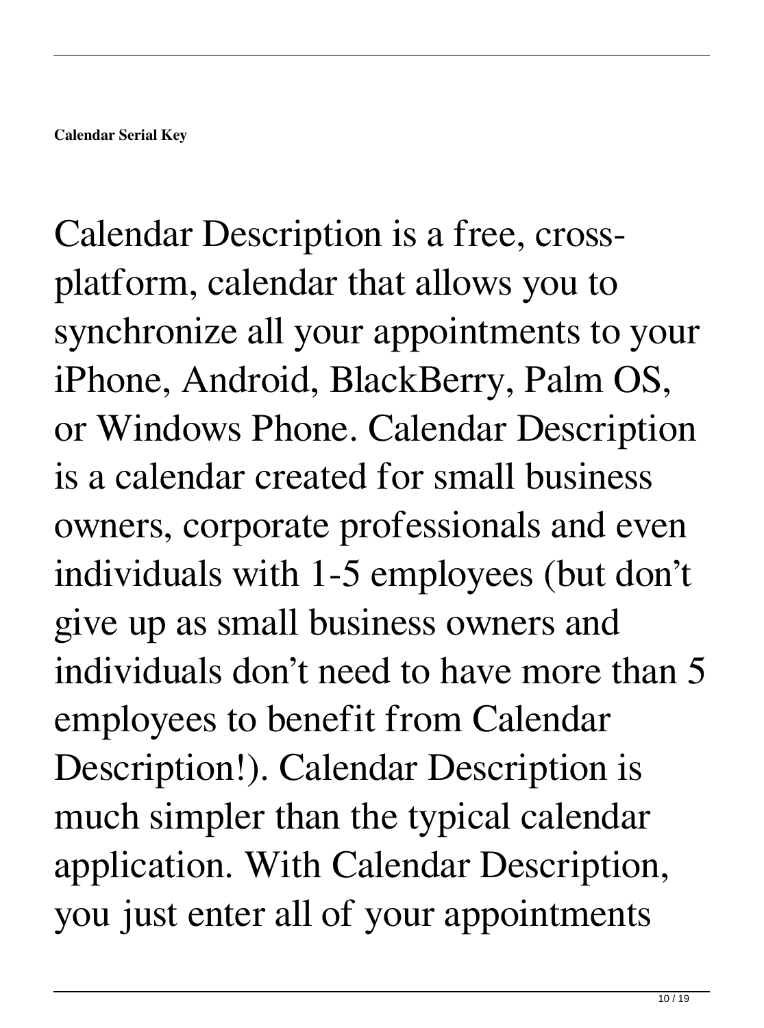**Calendar Serial Key**

Calendar Description is a free, cross-platform, calendar that allows you to synchronize all your appointments to your iPhone, Android, BlackBerry, Palm OS, or Windows Phone. Calendar Description is a calendar created for small business owners, corporate professionals and even individuals with 1-5 employees (but don't give up as small business owners and individuals don't need to have more than 5 employees to benefit from Calendar Description!). Calendar Description is much simpler than the typical calendar application. With Calendar Description, you just enter all of your appointments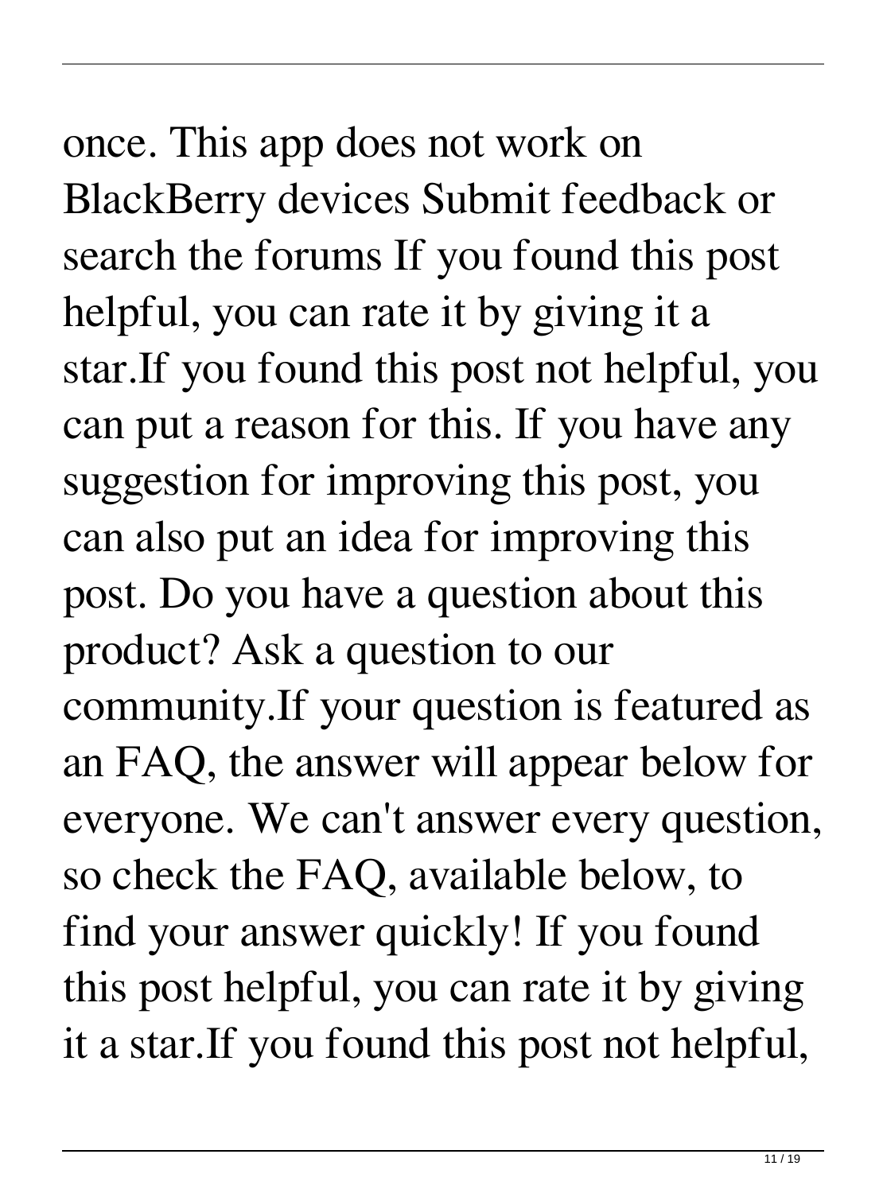once. This app does not work on BlackBerry devices Submit feedback or search the forums If you found this post helpful, you can rate it by giving it a star.If you found this post not helpful, you can put a reason for this. If you have any suggestion for improving this post, you can also put an idea for improving this post. Do you have a question about this product? Ask a question to our community.If your question is featured as an FAQ, the answer will appear below for everyone. We can't answer every question, so check the FAQ, available below, to find your answer quickly! If you found this post helpful, you can rate it by giving it a star.If you found this post not helpful,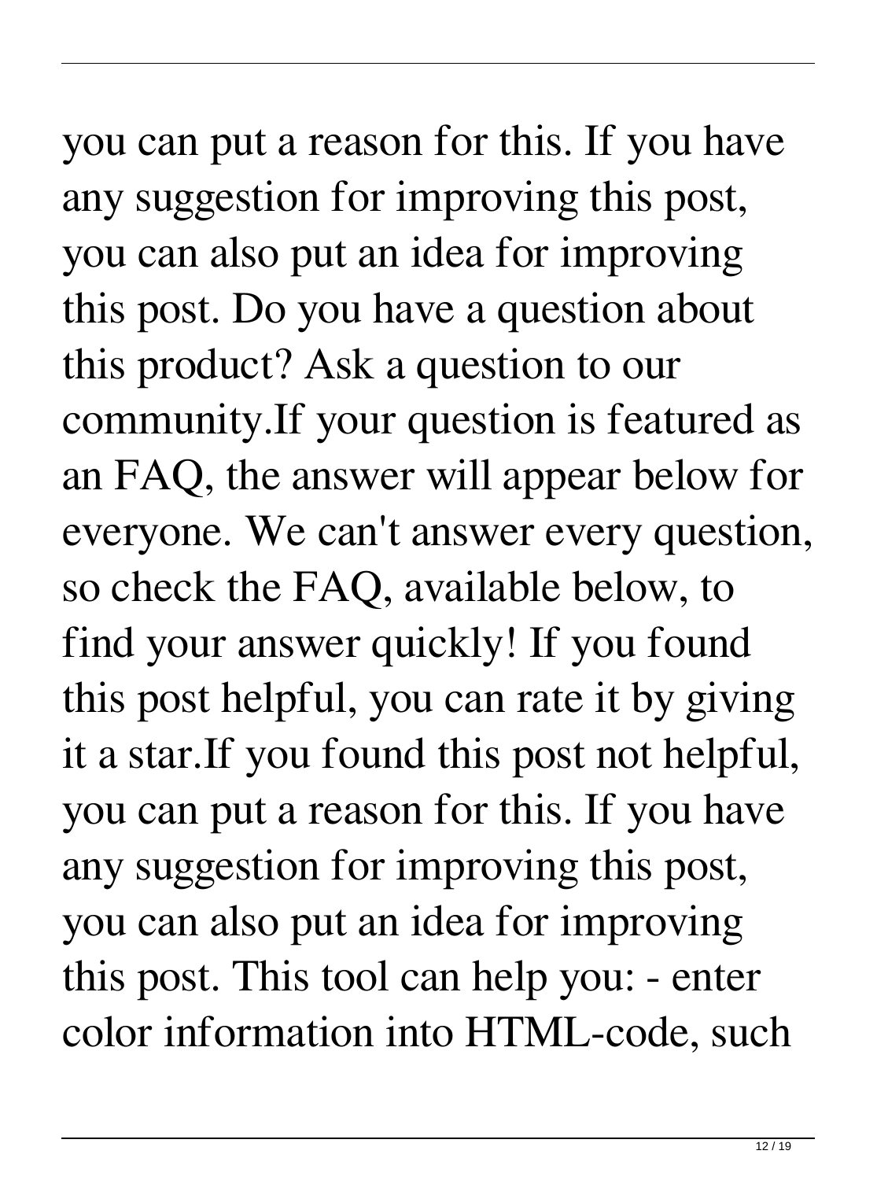you can put a reason for this. If you have any suggestion for improving this post, you can also put an idea for improving this post. Do you have a question about this product? Ask a question to our community.If your question is featured as an FAQ, the answer will appear below for everyone. We can't answer every question, so check the FAQ, available below, to find your answer quickly! If you found this post helpful, you can rate it by giving it a star.If you found this post not helpful, you can put a reason for this. If you have any suggestion for improving this post, you can also put an idea for improving this post. This tool can help you: - enter color information into HTML-code, such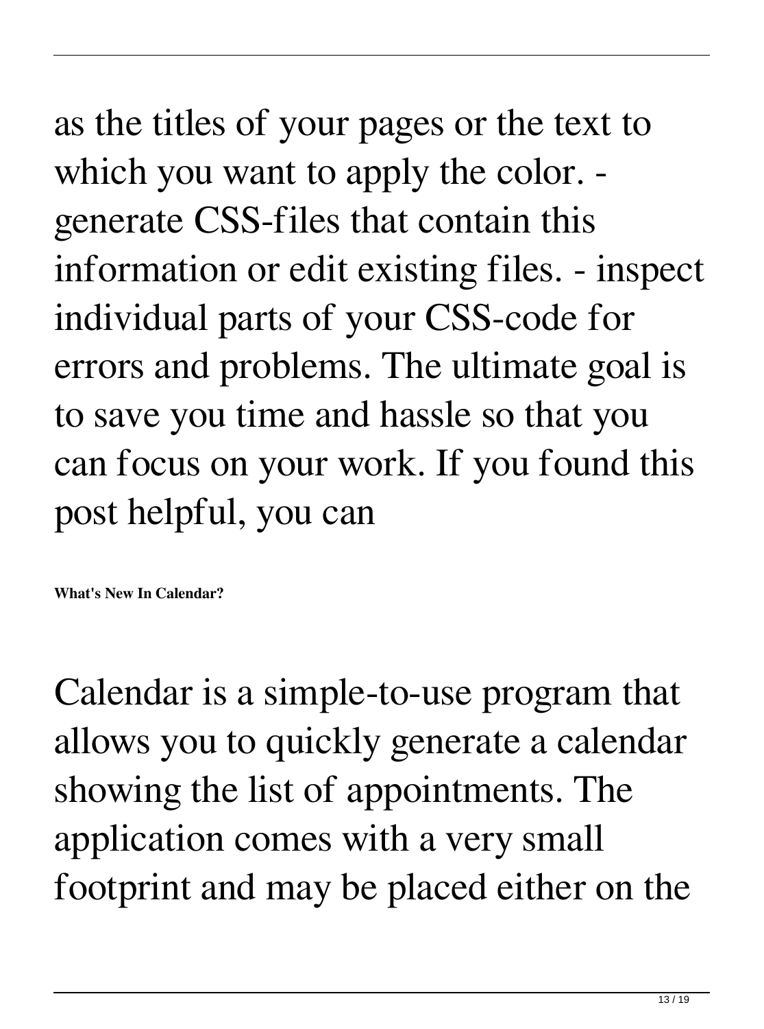as the titles of your pages or the text to which you want to apply the color. - generate CSS-files that contain this information or edit existing files. - inspect individual parts of your CSS-code for errors and problems. The ultimate goal is to save you time and hassle so that you can focus on your work. If you found this post helpful, you can

**What's New In Calendar?**

Calendar is a simple-to-use program that allows you to quickly generate a calendar showing the list of appointments. The application comes with a very small footprint and may be placed either on the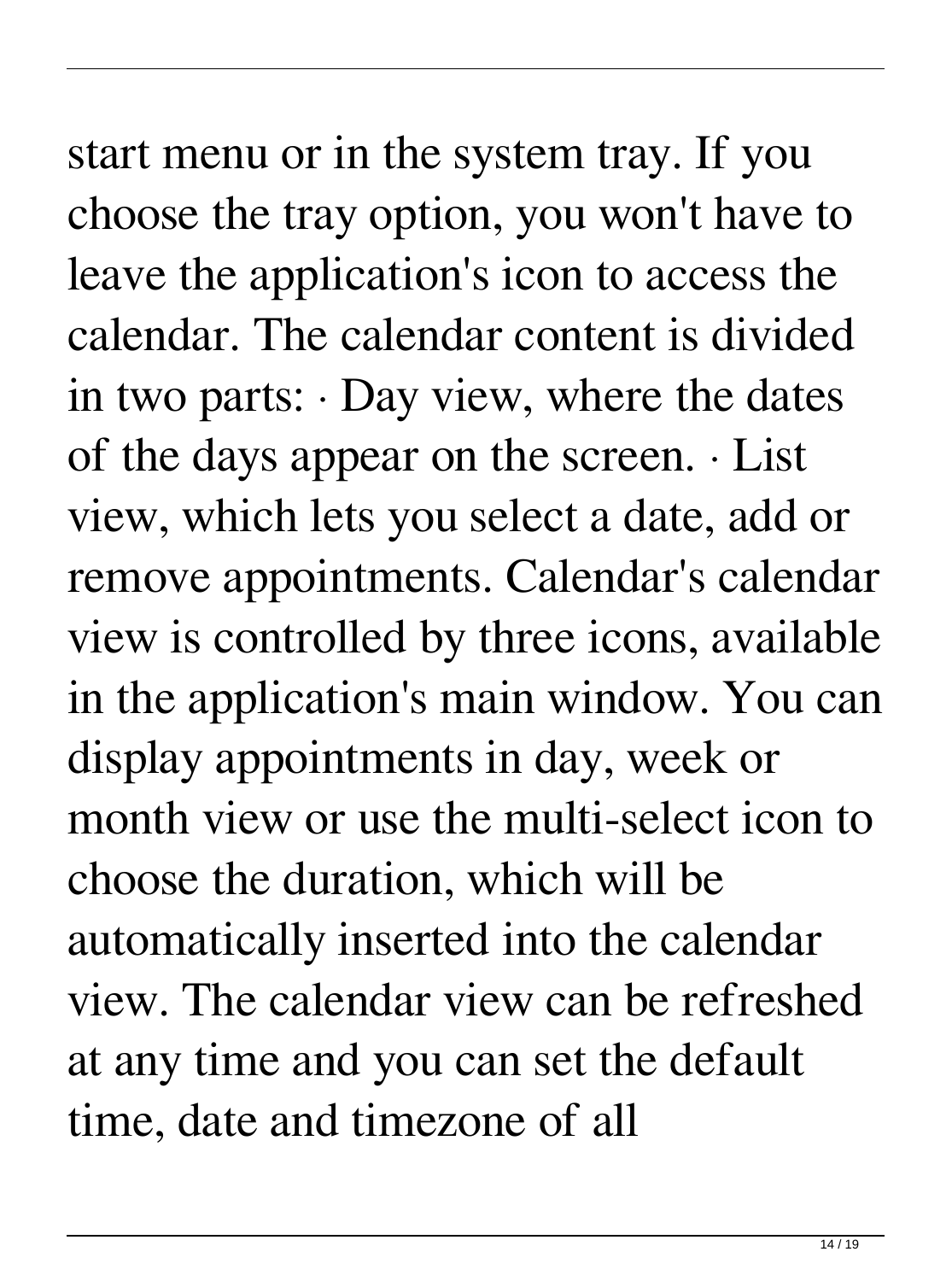start menu or in the system tray. If you choose the tray option, you won't have to leave the application's icon to access the calendar. The calendar content is divided in two parts: · Day view, where the dates of the days appear on the screen. · List view, which lets you select a date, add or remove appointments. Calendar's calendar view is controlled by three icons, available in the application's main window. You can display appointments in day, week or month view or use the multi-select icon to choose the duration, which will be automatically inserted into the calendar view. The calendar view can be refreshed at any time and you can set the default time, date and timezone of all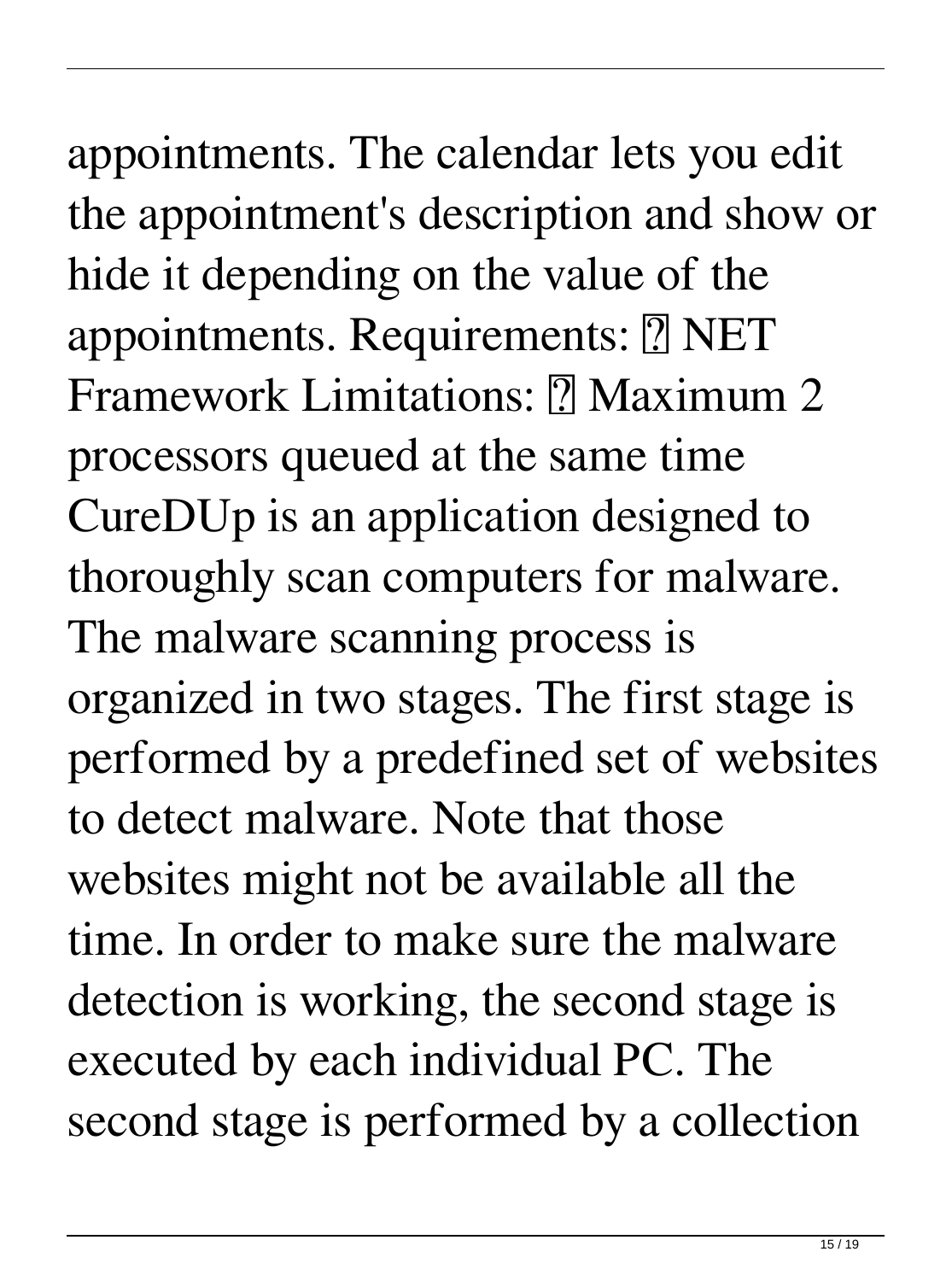appointments. The calendar lets you edit the appointment's description and show or hide it depending on the value of the appointments. Requirements: ? NET Framework Limitations: ? Maximum 2 processors queued at the same time CureDUp is an application designed to thoroughly scan computers for malware. The malware scanning process is organized in two stages. The first stage is performed by a predefined set of websites to detect malware. Note that those websites might not be available all the time. In order to make sure the malware detection is working, the second stage is executed by each individual PC. The second stage is performed by a collection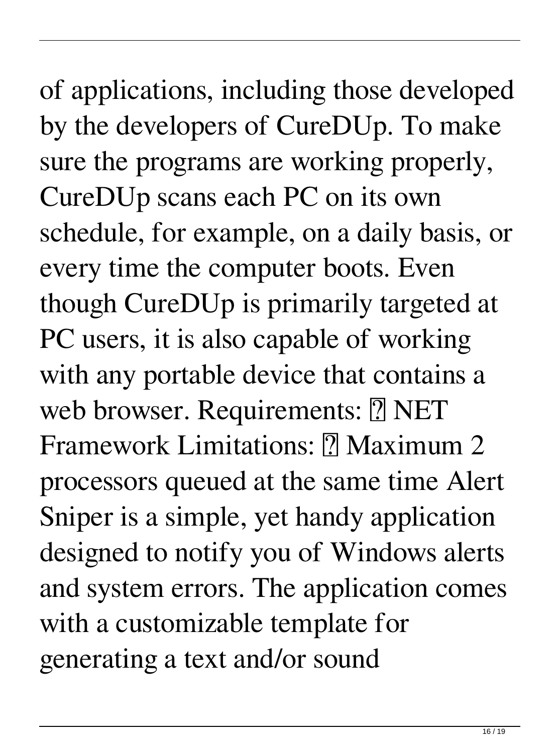of applications, including those developed by the developers of CureDUp. To make sure the programs are working properly, CureDUp scans each PC on its own schedule, for example, on a daily basis, or every time the computer boots. Even though CureDUp is primarily targeted at PC users, it is also capable of working with any portable device that contains a web browser. Requirements: ? NET Framework Limitations: ? Maximum 2 processors queued at the same time Alert Sniper is a simple, yet handy application designed to notify you of Windows alerts and system errors. The application comes with a customizable template for generating a text and/or sound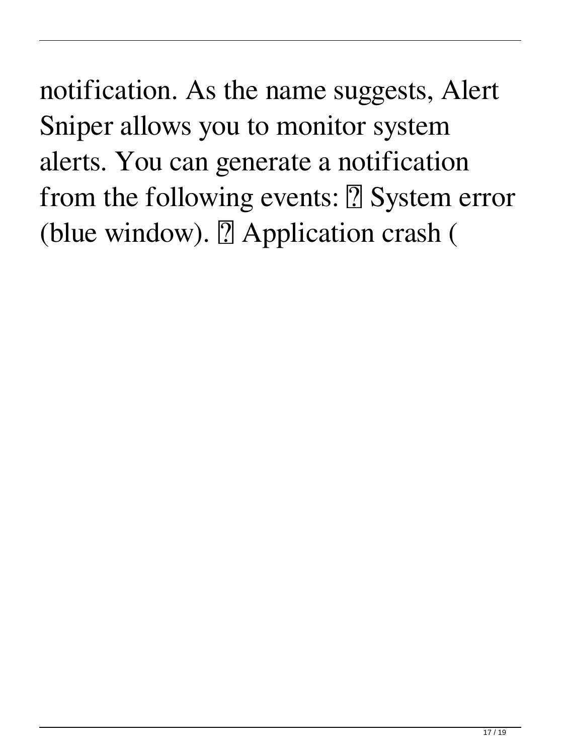notification. As the name suggests, Alert Sniper allows you to monitor system alerts. You can generate a notification from the following events: ￼ System error (blue window). ￼ Application crash (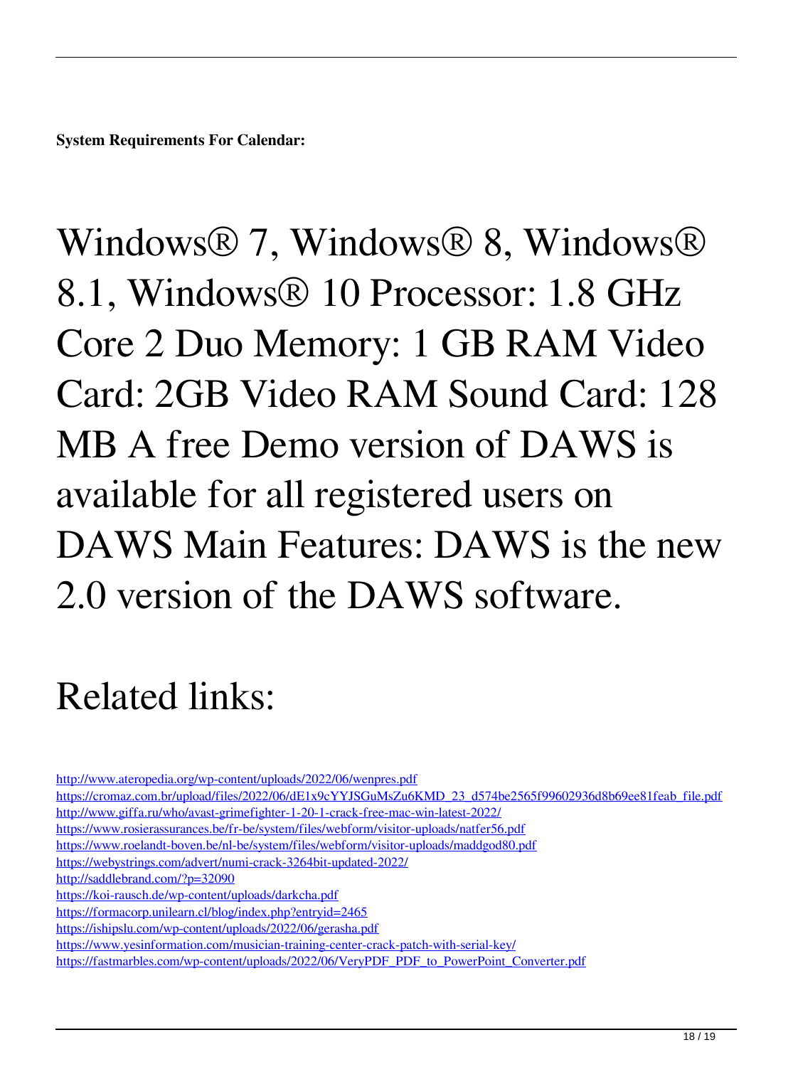**System Requirements For Calendar:**

Windows® 7, Windows® 8, Windows® 8.1, Windows® 10 Processor: 1.8 GHz Core 2 Duo Memory: 1 GB RAM Video Card: 2GB Video RAM Sound Card: 128 MB A free Demo version of DAWS is available for all registered users on DAWS Main Features: DAWS is the new 2.0 version of the DAWS software.

Related links:

http://www.ateropedia.org/wp-content/uploads/2022/06/wenpres.pdf
https://cromaz.com.br/upload/files/2022/06/dE1x9cYYJSGuMsZu6KMD_23_d574be2565f99602936d8b69ee81feab_file.pdf
http://www.giffa.ru/who/avast-grimefighter-1-20-1-crack-free-mac-win-latest-2022/
https://www.rosierassurances.be/fr-be/system/files/webform/visitor-uploads/natfer56.pdf
https://www.roelandt-boven.be/nl-be/system/files/webform/visitor-uploads/maddgod80.pdf
https://webystrings.com/advert/numi-crack-3264bit-updated-2022/
http://saddlebrand.com/?p=32090
https://koi-rausch.de/wp-content/uploads/darkcha.pdf
https://formacorp.unilearn.cl/blog/index.php?entryid=2465
https://ishipslu.com/wp-content/uploads/2022/06/gerasha.pdf
https://www.yesinformation.com/musician-training-center-crack-patch-with-serial-key/
https://fastmarbles.com/wp-content/uploads/2022/06/VeryPDF_PDF_to_PowerPoint_Converter.pdf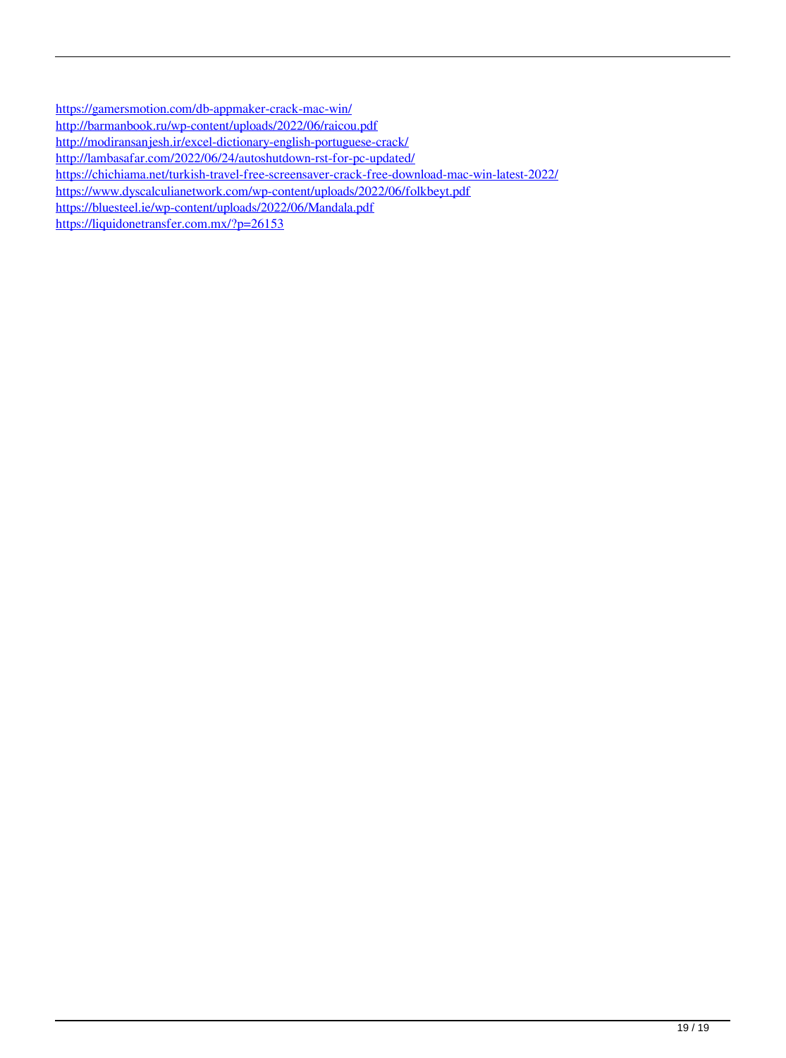https://gamersmotion.com/db-appmaker-crack-mac-win/
http://barmanbook.ru/wp-content/uploads/2022/06/raicou.pdf
http://modiransanjesh.ir/excel-dictionary-english-portuguese-crack/
http://lambasafar.com/2022/06/24/autoshutdown-rst-for-pc-updated/
https://chichiama.net/turkish-travel-free-screensaver-crack-free-download-mac-win-latest-2022/
https://www.dyscalculianetwork.com/wp-content/uploads/2022/06/folkbeyt.pdf
https://bluesteel.ie/wp-content/uploads/2022/06/Mandala.pdf
https://liquidonetransfer.com.mx/?p=26153